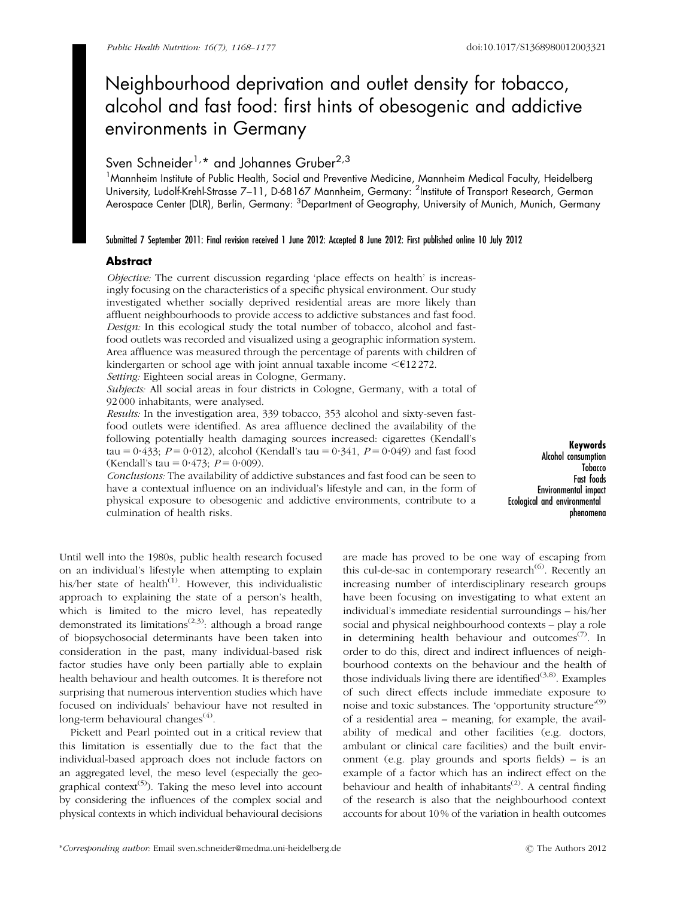# Neighbourhood deprivation and outlet density for tobacco, alcohol and fast food: first hints of obesogenic and addictive environments in Germany

Sven Schneider[1,]* and Johannes Gruber[2,3]

[1]Mannheim Institute of Public Health, Social and Preventive Medicine, Mannheim Medical Faculty, Heidelberg University, Ludolf-Krehl-Strasse 7–11, D-68167 Mannheim, Germany: [2]Institute of Transport Research, German Aerospace Center (DLR), Berlin, Germany: [3]Department of Geography, University of Munich, Munich, Germany

Submitted 7 September 2011: Final revision received 1 June 2012: Accepted 8 June 2012: First published online 10 July 2012

## Abstract

*Objective:* The current discussion regarding 'place effects on health' is increasingly focusing on the characteristics of a specific physical environment. Our study investigated whether socially deprived residential areas are more likely than affluent neighbourhoods to provide access to addictive substances and fast food.

*Design:* In this ecological study the total number of tobacco, alcohol and fast-food outlets was recorded and visualized using a geographic information system. Area affluence was measured through the percentage of parents with children of kindergarten or school age with joint annual taxable income <€12 272.

*Setting:* Eighteen social areas in Cologne, Germany.

*Subjects:* All social areas in four districts in Cologne, Germany, with a total of 92 000 inhabitants, were analysed.

*Results:* In the investigation area, 339 tobacco, 353 alcohol and sixty-seven fast-food outlets were identified. As area affluence declined the availability of the following potentially health damaging sources increased: cigarettes (Kendall's tau = 0·433; $P = 0·012$), alcohol (Kendall's tau = 0·341, $P = 0·049$) and fast food (Kendall's tau = 0·473; $P = 0·009$).

*Conclusions:* The availability of addictive substances and fast food can be seen to have a contextual influence on an individual's lifestyle and can, in the form of physical exposure to obesogenic and addictive environments, contribute to a culmination of health risks.

**Keywords**
Alcohol consumption
Tobacco
Fast foods
Environmental impact
Ecological and environmental phenomena

Until well into the 1980s, public health research focused on an individual's lifestyle when attempting to explain his/her state of health[1]. However, this individualistic approach to explaining the state of a person's health, which is limited to the micro level, has repeatedly demonstrated its limitations[2,3]: although a broad range of biopsychosocial determinants have been taken into consideration in the past, many individual-based risk factor studies have only been partially able to explain health behaviour and health outcomes. It is therefore not surprising that numerous intervention studies which have focused on individuals' behaviour have not resulted in long-term behavioural changes[4].

Pickett and Pearl pointed out in a critical review that this limitation is essentially due to the fact that the individual-based approach does not include factors on an aggregated level, the meso level (especially the geographical context[5]). Taking the meso level into account by considering the influences of the complex social and physical contexts in which individual behavioural decisions are made has proved to be one way of escaping from this cul-de-sac in contemporary research[6]. Recently an increasing number of interdisciplinary research groups have been focusing on investigating to what extent an individual's immediate residential surroundings – his/her social and physical neighbourhood contexts – play a role in determining health behaviour and outcomes[7]. In order to do this, direct and indirect influences of neighbourhood contexts on the behaviour and the health of those individuals living there are identified[3,8]. Examples of such direct effects include immediate exposure to noise and toxic substances. The 'opportunity structure'[9] of a residential area – meaning, for example, the availability of medical and other facilities (e.g. doctors, ambulant or clinical care facilities) and the built environment (e.g. play grounds and sports fields) – is an example of a factor which has an indirect effect on the behaviour and health of inhabitants[2]. A central finding of the research is also that the neighbourhood context accounts for about 10 % of the variation in health outcomes

*Corresponding author: Email sven.schneider@medma.uni-heidelberg.de

© The Authors 2012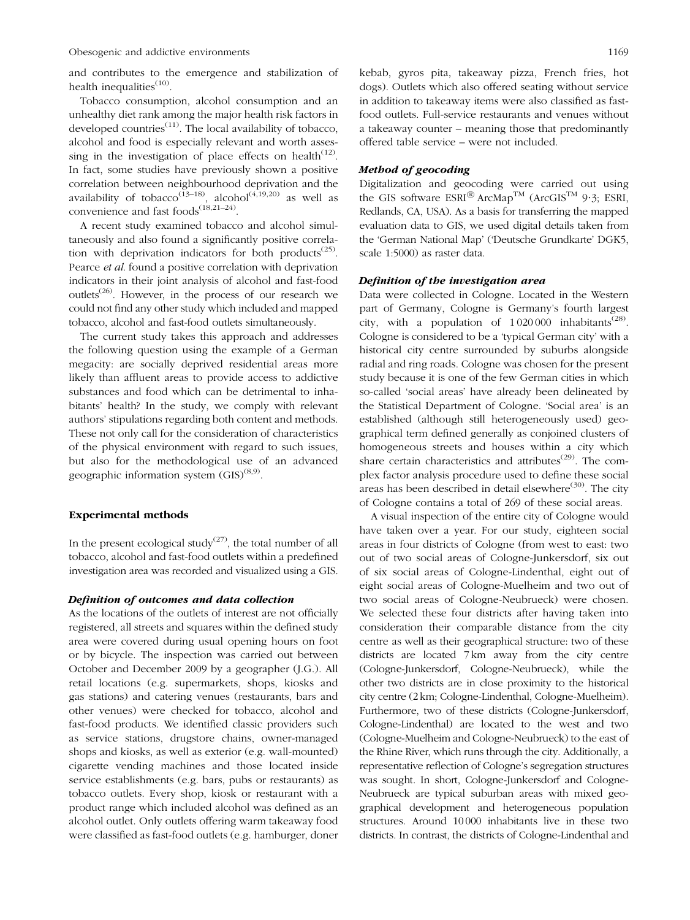and contributes to the emergence and stabilization of health inequalities[10].

Tobacco consumption, alcohol consumption and an unhealthy diet rank among the major health risk factors in developed countries[11]. The local availability of tobacco, alcohol and food is especially relevant and worth assessing in the investigation of place effects on health[12]. In fact, some studies have previously shown a positive correlation between neighbourhood deprivation and the availability of tobacco[13–18], alcohol[4,19,20] as well as convenience and fast foods[18,21–24].

A recent study examined tobacco and alcohol simultaneously and also found a significantly positive correlation with deprivation indicators for both products[25]. Pearce *et al.* found a positive correlation with deprivation indicators in their joint analysis of alcohol and fast-food outlets[26]. However, in the process of our research we could not find any other study which included and mapped tobacco, alcohol and fast-food outlets simultaneously.

The current study takes this approach and addresses the following question using the example of a German megacity: are socially deprived residential areas more likely than affluent areas to provide access to addictive substances and food which can be detrimental to inhabitants' health? In the study, we comply with relevant authors' stipulations regarding both content and methods. These not only call for the consideration of characteristics of the physical environment with regard to such issues, but also for the methodological use of an advanced geographic information system (GIS)[8,9].

## Experimental methods

In the present ecological study[27], the total number of all tobacco, alcohol and fast-food outlets within a predefined investigation area was recorded and visualized using a GIS.

### *Definition of outcomes and data collection*

As the locations of the outlets of interest are not officially registered, all streets and squares within the defined study area were covered during usual opening hours on foot or by bicycle. The inspection was carried out between October and December 2009 by a geographer (J.G.). All retail locations (e.g. supermarkets, shops, kiosks and gas stations) and catering venues (restaurants, bars and other venues) were checked for tobacco, alcohol and fast-food products. We identified classic providers such as service stations, drugstore chains, owner-managed shops and kiosks, as well as exterior (e.g. wall-mounted) cigarette vending machines and those located inside service establishments (e.g. bars, pubs or restaurants) as tobacco outlets. Every shop, kiosk or restaurant with a product range which included alcohol was defined as an alcohol outlet. Only outlets offering warm takeaway food were classified as fast-food outlets (e.g. hamburger, doner kebab, gyros pita, takeaway pizza, French fries, hot dogs). Outlets which also offered seating without service in addition to takeaway items were also classified as fast-food outlets. Full-service restaurants and venues without a takeaway counter – meaning those that predominantly offered table service – were not included.

### *Method of geocoding*

Digitalization and geocoding were carried out using the GIS software ESRI® ArcMap™ (ArcGIS™ 9·3; ESRI, Redlands, CA, USA). As a basis for transferring the mapped evaluation data to GIS, we used digital details taken from the 'German National Map' ('Deutsche Grundkarte' DGK5, scale 1:5000) as raster data.

### *Definition of the investigation area*

Data were collected in Cologne. Located in the Western part of Germany, Cologne is Germany's fourth largest city, with a population of 1 020 000 inhabitants[28]. Cologne is considered to be a 'typical German city' with a historical city centre surrounded by suburbs alongside radial and ring roads. Cologne was chosen for the present study because it is one of the few German cities in which so-called 'social areas' have already been delineated by the Statistical Department of Cologne. 'Social area' is an established (although still heterogeneously used) geographical term defined generally as conjoined clusters of homogeneous streets and houses within a city which share certain characteristics and attributes[29]. The complex factor analysis procedure used to define these social areas has been described in detail elsewhere[30]. The city of Cologne contains a total of 269 of these social areas.

A visual inspection of the entire city of Cologne would have taken over a year. For our study, eighteen social areas in four districts of Cologne (from west to east: two out of two social areas of Cologne-Junkersdorf, six out of six social areas of Cologne-Lindenthal, eight out of eight social areas of Cologne-Muelheim and two out of two social areas of Cologne-Neubrueck) were chosen. We selected these four districts after having taken into consideration their comparable distance from the city centre as well as their geographical structure: two of these districts are located 7 km away from the city centre (Cologne-Junkersdorf, Cologne-Neubrueck), while the other two districts are in close proximity to the historical city centre (2 km; Cologne-Lindenthal, Cologne-Muelheim). Furthermore, two of these districts (Cologne-Junkersdorf, Cologne-Lindenthal) are located to the west and two (Cologne-Muelheim and Cologne-Neubrueck) to the east of the Rhine River, which runs through the city. Additionally, a representative reflection of Cologne's segregation structures was sought. In short, Cologne-Junkersdorf and Cologne-Neubrueck are typical suburban areas with mixed geographical development and heterogeneous population structures. Around 10 000 inhabitants live in these two districts. In contrast, the districts of Cologne-Lindenthal and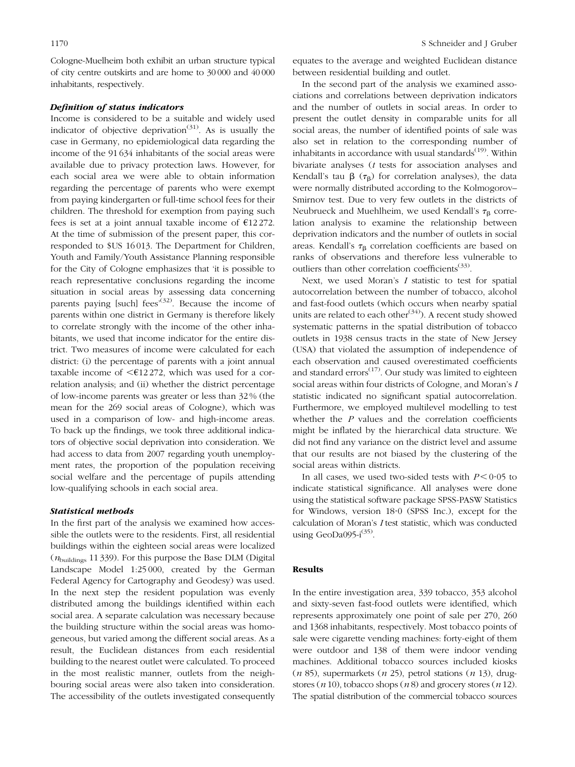Cologne-Muelheim both exhibit an urban structure typical of city centre outskirts and are home to 30 000 and 40 000 inhabitants, respectively.

### *Definition of status indicators*

Income is considered to be a suitable and widely used indicator of objective deprivation[31]. As is usually the case in Germany, no epidemiological data regarding the income of the 91 634 inhabitants of the social areas were available due to privacy protection laws. However, for each social area we were able to obtain information regarding the percentage of parents who were exempt from paying kindergarten or full-time school fees for their children. The threshold for exemption from paying such fees is set at a joint annual taxable income of €12 272. At the time of submission of the present paper, this corresponded to $US 16 013. The Department for Children, Youth and Family/Youth Assistance Planning responsible for the City of Cologne emphasizes that 'it is possible to reach representative conclusions regarding the income situation in social areas by assessing data concerning parents paying [such] fees'[32]. Because the income of parents within one district in Germany is therefore likely to correlate strongly with the income of the other inhabitants, we used that income indicator for the entire district. Two measures of income were calculated for each district: (i) the percentage of parents with a joint annual taxable income of <€12 272, which was used for a correlation analysis; and (ii) whether the district percentage of low-income parents was greater or less than 32 % (the mean for the 269 social areas of Cologne), which was used in a comparison of low- and high-income areas. To back up the findings, we took three additional indicators of objective social deprivation into consideration. We had access to data from 2007 regarding youth unemployment rates, the proportion of the population receiving social welfare and the percentage of pupils attending low-qualifying schools in each social area.

### *Statistical methods*

In the first part of the analysis we examined how accessible the outlets were to the residents. First, all residential buildings within the eighteen social areas were localized ($n_{\text{buildings}}$ 11 339). For this purpose the Base DLM (Digital Landscape Model 1:25 000, created by the German Federal Agency for Cartography and Geodesy) was used. In the next step the resident population was evenly distributed among the buildings identified within each social area. A separate calculation was necessary because the building structure within the social areas was homogeneous, but varied among the different social areas. As a result, the Euclidean distances from each residential building to the nearest outlet were calculated. To proceed in the most realistic manner, outlets from the neighbouring social areas were also taken into consideration. The accessibility of the outlets investigated consequently equates to the average and weighted Euclidean distance between residential building and outlet.

In the second part of the analysis we examined associations and correlations between deprivation indicators and the number of outlets in social areas. In order to present the outlet density in comparable units for all social areas, the number of identified points of sale was also set in relation to the corresponding number of inhabitants in accordance with usual standards[19]. Within bivariate analyses (*t* tests for association analyses and Kendall's tau β ($\tau_\beta$) for correlation analyses), the data were normally distributed according to the Kolmogorov–Smirnov test. Due to very few outlets in the districts of Neubrueck and Muehlheim, we used Kendall's $\tau_\beta$ correlation analysis to examine the relationship between deprivation indicators and the number of outlets in social areas. Kendall's $\tau_\beta$ correlation coefficients are based on ranks of observations and therefore less vulnerable to outliers than other correlation coefficients[33].

Next, we used Moran's *I* statistic to test for spatial autocorrelation between the number of tobacco, alcohol and fast-food outlets (which occurs when nearby spatial units are related to each other[34]). A recent study showed systematic patterns in the spatial distribution of tobacco outlets in 1938 census tracts in the state of New Jersey (USA) that violated the assumption of independence of each observation and caused overestimated coefficients and standard errors[17]. Our study was limited to eighteen social areas within four districts of Cologne, and Moran's *I* statistic indicated no significant spatial autocorrelation. Furthermore, we employed multilevel modelling to test whether the *P* values and the correlation coefficients might be inflated by the hierarchical data structure. We did not find any variance on the district level and assume that our results are not biased by the clustering of the social areas within districts.

In all cases, we used two-sided tests with $P < 0{\cdot}05$ to indicate statistical significance. All analyses were done using the statistical software package SPSS-PASW Statistics for Windows, version 18·0 (SPSS Inc.), except for the calculation of Moran's *I* test statistic, which was conducted using GeoDa095-i[35].

## Results

In the entire investigation area, 339 tobacco, 353 alcohol and sixty-seven fast-food outlets were identified, which represents approximately one point of sale per 270, 260 and 1368 inhabitants, respectively. Most tobacco points of sale were cigarette vending machines: forty-eight of them were outdoor and 138 of them were indoor vending machines. Additional tobacco sources included kiosks (*n* 85), supermarkets (*n* 25), petrol stations (*n* 13), drugstores (*n* 10), tobacco shops (*n* 8) and grocery stores (*n* 12). The spatial distribution of the commercial tobacco sources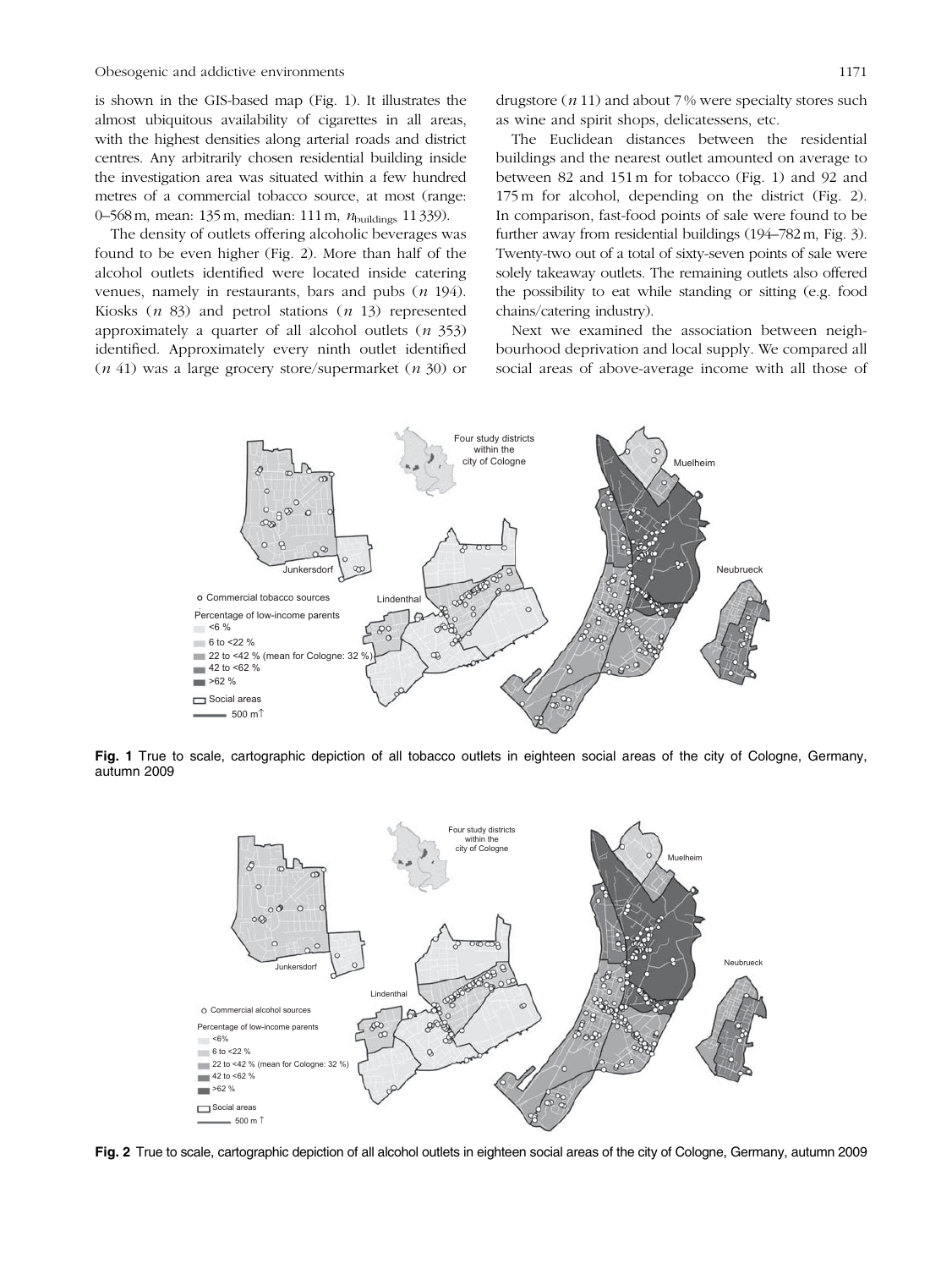is shown in the GIS-based map (Fig. 1). It illustrates the almost ubiquitous availability of cigarettes in all areas, with the highest densities along arterial roads and district centres. Any arbitrarily chosen residential building inside the investigation area was situated within a few hundred metres of a commercial tobacco source, at most (range: 0–568 m, mean: 135 m, median: 111 m, $n_{\text{buildings}}$ 11 339).

The density of outlets offering alcoholic beverages was found to be even higher (Fig. 2). More than half of the alcohol outlets identified were located inside catering venues, namely in restaurants, bars and pubs (*n* 194). Kiosks (*n* 83) and petrol stations (*n* 13) represented approximately a quarter of all alcohol outlets (*n* 353) identified. Approximately every ninth outlet identified (*n* 41) was a large grocery store/supermarket (*n* 30) or drugstore (*n* 11) and about 7 % were specialty stores such as wine and spirit shops, delicatessens, etc.

The Euclidean distances between the residential buildings and the nearest outlet amounted on average to between 82 and 151 m for tobacco (Fig. 1) and 92 and 175 m for alcohol, depending on the district (Fig. 2). In comparison, fast-food points of sale were found to be further away from residential buildings (194–782 m, Fig. 3). Twenty-two out of a total of sixty-seven points of sale were solely takeaway outlets. The remaining outlets also offered the possibility to eat while standing or sitting (e.g. food chains/catering industry).

Next we examined the association between neighbourhood deprivation and local supply. We compared all social areas of above-average income with all those of

**Fig. 1** True to scale, cartographic depiction of all tobacco outlets in eighteen social areas of the city of Cologne, Germany, autumn 2009

**Fig. 2** True to scale, cartographic depiction of all alcohol outlets in eighteen social areas of the city of Cologne, Germany, autumn 2009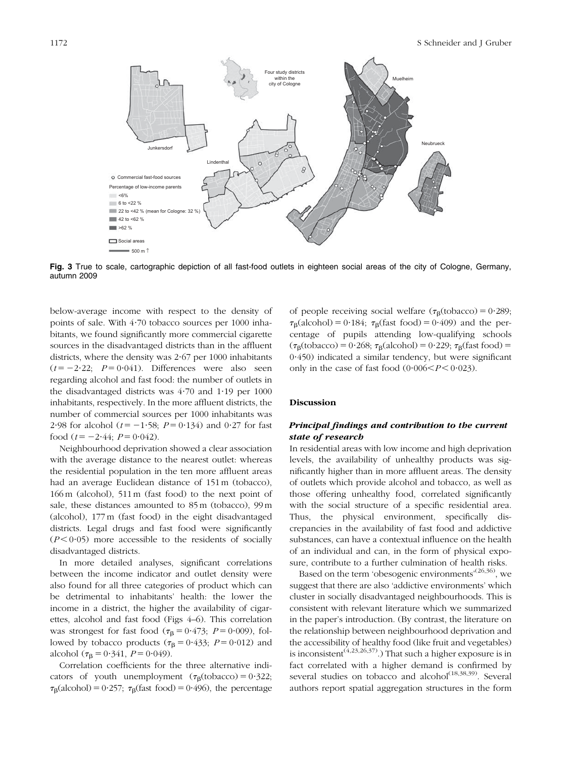Fig. 3 True to scale, cartographic depiction of all fast-food outlets in eighteen social areas of the city of Cologne, Germany, autumn 2009

below-average income with respect to the density of points of sale. With 4·70 tobacco sources per 1000 inhabitants, we found significantly more commercial cigarette sources in the disadvantaged districts than in the affluent districts, where the density was 2·67 per 1000 inhabitants ($t = -2{\cdot}22$; $P = 0{\cdot}041$). Differences were also seen regarding alcohol and fast food: the number of outlets in the disadvantaged districts was 4·70 and 1·19 per 1000 inhabitants, respectively. In the more affluent districts, the number of commercial sources per 1000 inhabitants was 2·98 for alcohol ($t = -1{\cdot}58$; $P = 0{\cdot}134$) and 0·27 for fast food ($t = -2{\cdot}44$; $P = 0{\cdot}042$).

Neighbourhood deprivation showed a clear association with the average distance to the nearest outlet: whereas the residential population in the ten more affluent areas had an average Euclidean distance of 151 m (tobacco), 166 m (alcohol), 511 m (fast food) to the next point of sale, these distances amounted to 85 m (tobacco), 99 m (alcohol), 177 m (fast food) in the eight disadvantaged districts. Legal drugs and fast food were significantly ($P < 0{\cdot}05$) more accessible to the residents of socially disadvantaged districts.

In more detailed analyses, significant correlations between the income indicator and outlet density were also found for all three categories of product which can be detrimental to inhabitants' health: the lower the income in a district, the higher the availability of cigarettes, alcohol and fast food (Figs 4–6). This correlation was strongest for fast food ($\tau_\beta = 0{\cdot}473$; $P = 0{\cdot}009$), followed by tobacco products ($\tau_\beta = 0{\cdot}433$; $P = 0{\cdot}012$) and alcohol ($\tau_\beta = 0{\cdot}341$, $P = 0{\cdot}049$).

Correlation coefficients for the three alternative indicators of youth unemployment ($\tau_\beta(\text{tobacco}) = 0{\cdot}322$; $\tau_\beta(\text{alcohol}) = 0{\cdot}257$; $\tau_\beta(\text{fast food}) = 0{\cdot}496$), the percentage of people receiving social welfare ($\tau_\beta(\text{tobacco}) = 0{\cdot}289$; $\tau_\beta(\text{alcohol}) = 0{\cdot}184$; $\tau_\beta(\text{fast food}) = 0{\cdot}409$) and the percentage of pupils attending low-qualifying schools ($\tau_\beta(\text{tobacco}) = 0{\cdot}268$; $\tau_\beta(\text{alcohol}) = 0{\cdot}229$; $\tau_\beta(\text{fast food}) = 0{\cdot}450$) indicated a similar tendency, but were significant only in the case of fast food ($0{\cdot}006 < P < 0{\cdot}023$).

## Discussion

### *Principal findings and contribution to the current state of research*

In residential areas with low income and high deprivation levels, the availability of unhealthy products was significantly higher than in more affluent areas. The density of outlets which provide alcohol and tobacco, as well as those offering unhealthy food, correlated significantly with the social structure of a specific residential area. Thus, the physical environment, specifically discrepancies in the availability of fast food and addictive substances, can have a contextual influence on the health of an individual and can, in the form of physical exposure, contribute to a further culmination of health risks.

Based on the term 'obesogenic environments'[26,36], we suggest that there are also 'addictive environments' which cluster in socially disadvantaged neighbourhoods. This is consistent with relevant literature which we summarized in the paper's introduction. (By contrast, the literature on the relationship between neighbourhood deprivation and the accessibility of healthy food (like fruit and vegetables) is inconsistent[4,23,26,37].) That such a higher exposure is in fact correlated with a higher demand is confirmed by several studies on tobacco and alcohol[18,38,39]. Several authors report spatial aggregation structures in the form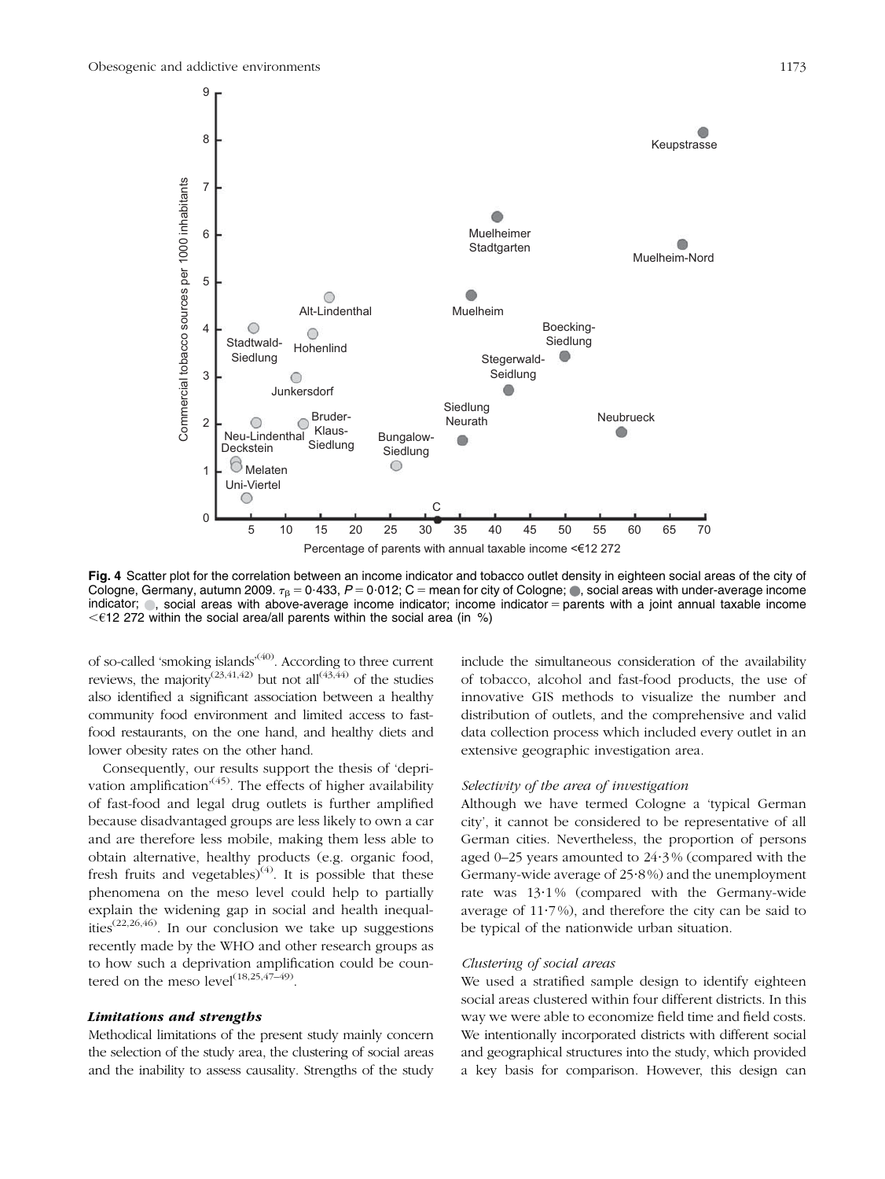Fig. 4 Scatter plot for the correlation between an income indicator and tobacco outlet density in eighteen social areas of the city of Cologne, Germany, autumn 2009. $\tau_B = 0{\cdot}433$, $P = 0{\cdot}012$; C = mean for city of Cologne; ●, social areas with under-average income indicator; ●, social areas with above-average income indicator; income indicator = parents with a joint annual taxable income <€12 272 within the social area/all parents within the social area (in %)

of so-called 'smoking islands'[40]. According to three current reviews, the majority[23,41,42] but not all[43,44] of the studies also identified a significant association between a healthy community food environment and limited access to fast-food restaurants, on the one hand, and healthy diets and lower obesity rates on the other hand.

Consequently, our results support the thesis of 'deprivation amplification'[45]. The effects of higher availability of fast-food and legal drug outlets is further amplified because disadvantaged groups are less likely to own a car and are therefore less mobile, making them less able to obtain alternative, healthy products (e.g. organic food, fresh fruits and vegetables)[4]. It is possible that these phenomena on the meso level could help to partially explain the widening gap in social and health inequalities[22,26,46]. In our conclusion we take up suggestions recently made by the WHO and other research groups as to how such a deprivation amplification could be countered on the meso level[18,25,47–49].

### *Limitations and strengths*

Methodical limitations of the present study mainly concern the selection of the study area, the clustering of social areas and the inability to assess causality. Strengths of the study include the simultaneous consideration of the availability of tobacco, alcohol and fast-food products, the use of innovative GIS methods to visualize the number and distribution of outlets, and the comprehensive and valid data collection process which included every outlet in an extensive geographic investigation area.

#### *Selectivity of the area of investigation*

Although we have termed Cologne a 'typical German city', it cannot be considered to be representative of all German cities. Nevertheless, the proportion of persons aged 0–25 years amounted to 24·3 % (compared with the Germany-wide average of 25·8 %) and the unemployment rate was 13·1 % (compared with the Germany-wide average of 11·7 %), and therefore the city can be said to be typical of the nationwide urban situation.

#### *Clustering of social areas*

We used a stratified sample design to identify eighteen social areas clustered within four different districts. In this way we were able to economize field time and field costs. We intentionally incorporated districts with different social and geographical structures into the study, which provided a key basis for comparison. However, this design can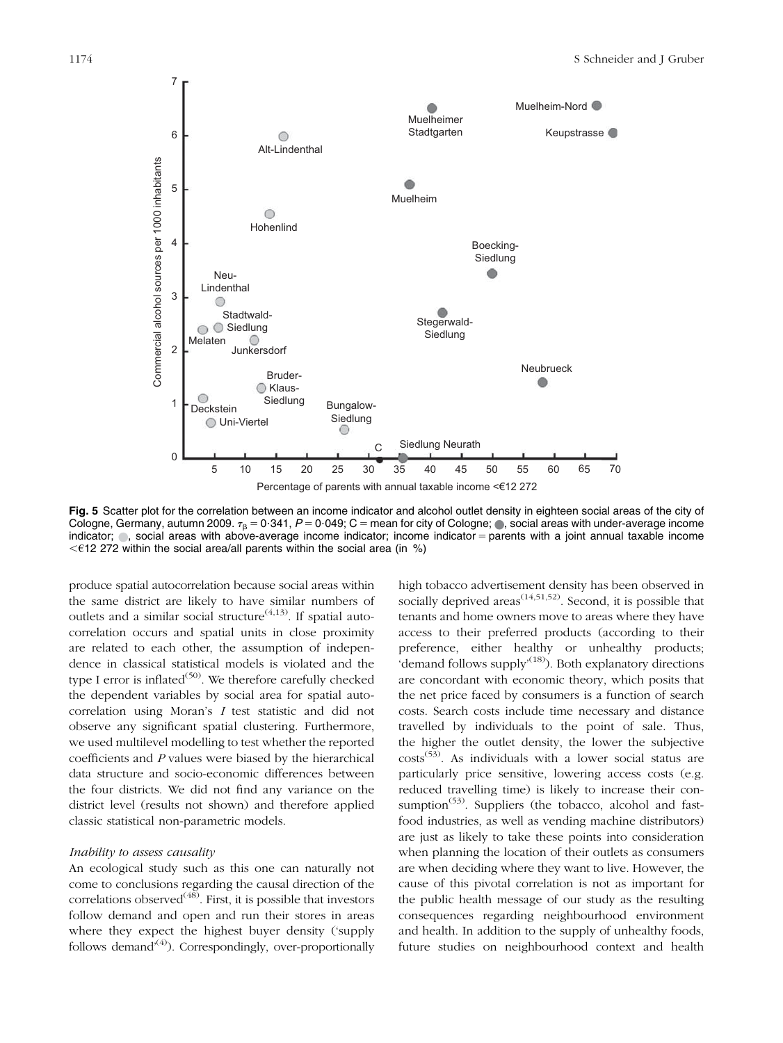**Fig. 5** Scatter plot for the correlation between an income indicator and alcohol outlet density in eighteen social areas of the city of Cologne, Germany, autumn 2009. $\tau_{\beta} = 0{\cdot}341$, $P = 0{\cdot}049$; C = mean for city of Cologne; ●, social areas with under-average income indicator; ●, social areas with above-average income indicator; income indicator = parents with a joint annual taxable income <€12 272 within the social area/all parents within the social area (in %)

produce spatial autocorrelation because social areas within the same district are likely to have similar numbers of outlets and a similar social structure[4,13]. If spatial autocorrelation occurs and spatial units in close proximity are related to each other, the assumption of independence in classical statistical models is violated and the type I error is inflated[50]. We therefore carefully checked the dependent variables by social area for spatial autocorrelation using Moran's *I* test statistic and did not observe any significant spatial clustering. Furthermore, we used multilevel modelling to test whether the reported coefficients and *P* values were biased by the hierarchical data structure and socio-economic differences between the four districts. We did not find any variance on the district level (results not shown) and therefore applied classic statistical non-parametric models.

*Inability to assess causality*

An ecological study such as this one can naturally not come to conclusions regarding the causal direction of the correlations observed[48]. First, it is possible that investors follow demand and open and run their stores in areas where they expect the highest buyer density ('supply follows demand'[4]). Correspondingly, over-proportionally high tobacco advertisement density has been observed in socially deprived areas[14,51,52]. Second, it is possible that tenants and home owners move to areas where they have access to their preferred products (according to their preference, either healthy or unhealthy products; 'demand follows supply'[18]). Both explanatory directions are concordant with economic theory, which posits that the net price faced by consumers is a function of search costs. Search costs include time necessary and distance travelled by individuals to the point of sale. Thus, the higher the outlet density, the lower the subjective costs[53]. As individuals with a lower social status are particularly price sensitive, lowering access costs (e.g. reduced travelling time) is likely to increase their consumption[53]. Suppliers (the tobacco, alcohol and fast-food industries, as well as vending machine distributors) are just as likely to take these points into consideration when planning the location of their outlets as consumers are when deciding where they want to live. However, the cause of this pivotal correlation is not as important for the public health message of our study as the resulting consequences regarding neighbourhood environment and health. In addition to the supply of unhealthy foods, future studies on neighbourhood context and health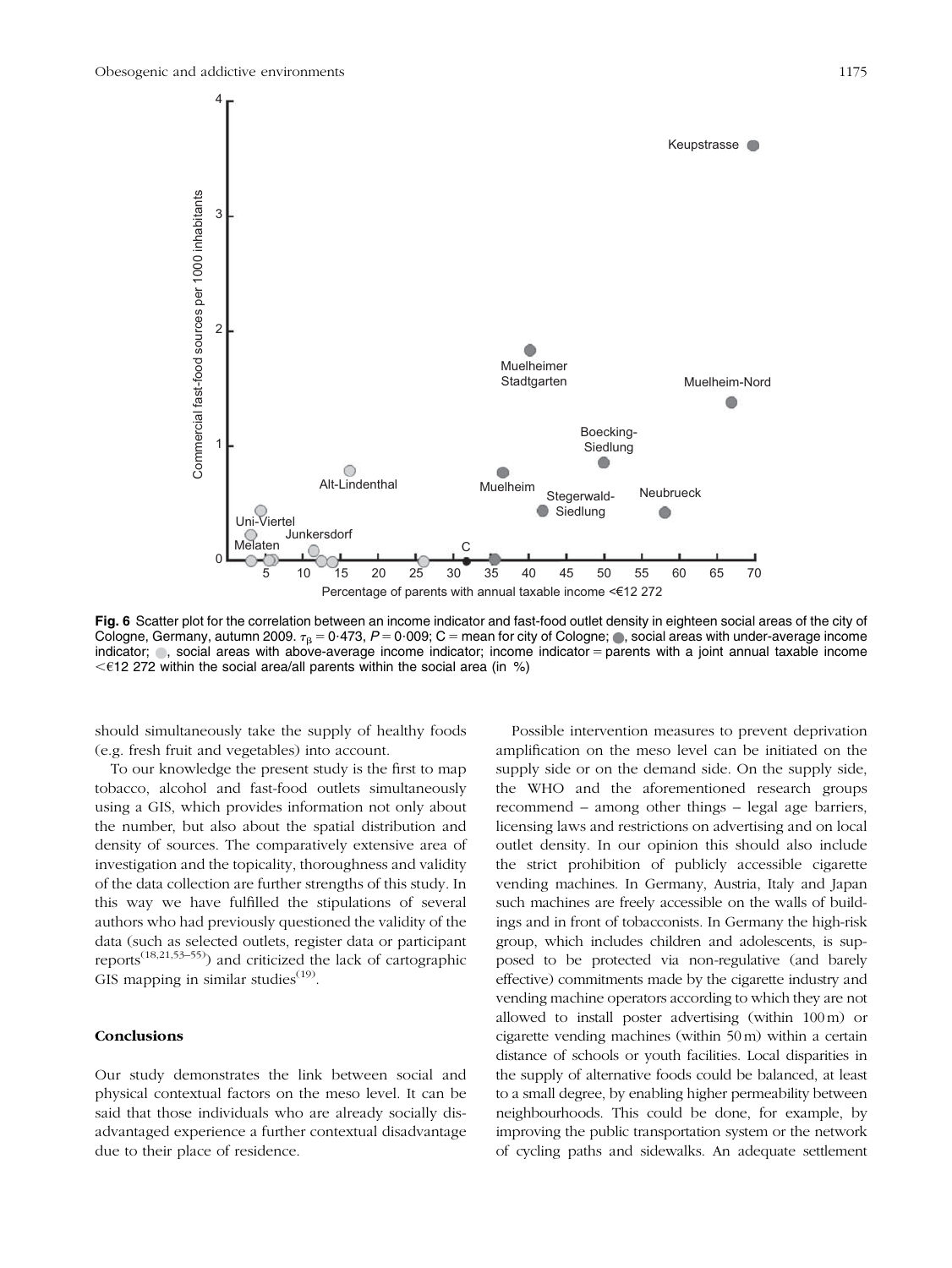**Fig. 6** Scatter plot for the correlation between an income indicator and fast-food outlet density in eighteen social areas of the city of Cologne, Germany, autumn 2009. $\tau_\beta = 0{\cdot}473$, $P = 0{\cdot}009$; C = mean for city of Cologne; ●, social areas with under-average income indicator; ●, social areas with above-average income indicator; income indicator = parents with a joint annual taxable income <€12 272 within the social area/all parents within the social area (in %)

should simultaneously take the supply of healthy foods (e.g. fresh fruit and vegetables) into account.

To our knowledge the present study is the first to map tobacco, alcohol and fast-food outlets simultaneously using a GIS, which provides information not only about the number, but also about the spatial distribution and density of sources. The comparatively extensive area of investigation and the topicality, thoroughness and validity of the data collection are further strengths of this study. In this way we have fulfilled the stipulations of several authors who had previously questioned the validity of the data (such as selected outlets, register data or participant reports[18,21,53–55]) and criticized the lack of cartographic GIS mapping in similar studies[19].

## Conclusions

Our study demonstrates the link between social and physical contextual factors on the meso level. It can be said that those individuals who are already socially disadvantaged experience a further contextual disadvantage due to their place of residence.

Possible intervention measures to prevent deprivation amplification on the meso level can be initiated on the supply side or on the demand side. On the supply side, the WHO and the aforementioned research groups recommend – among other things – legal age barriers, licensing laws and restrictions on advertising and on local outlet density. In our opinion this should also include the strict prohibition of publicly accessible cigarette vending machines. In Germany, Austria, Italy and Japan such machines are freely accessible on the walls of buildings and in front of tobacconists. In Germany the high-risk group, which includes children and adolescents, is supposed to be protected via non-regulative (and barely effective) commitments made by the cigarette industry and vending machine operators according to which they are not allowed to install poster advertising (within 100 m) or cigarette vending machines (within 50 m) within a certain distance of schools or youth facilities. Local disparities in the supply of alternative foods could be balanced, at least to a small degree, by enabling higher permeability between neighbourhoods. This could be done, for example, by improving the public transportation system or the network of cycling paths and sidewalks. An adequate settlement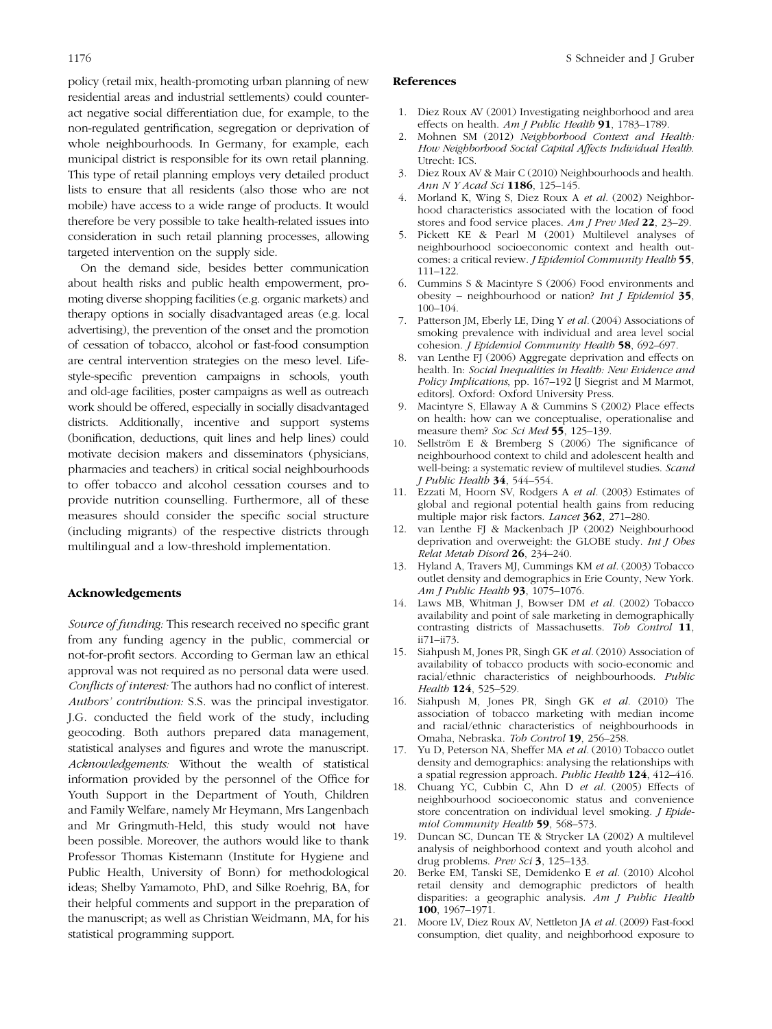policy (retail mix, health-promoting urban planning of new residential areas and industrial settlements) could counteract negative social differentiation due, for example, to the non-regulated gentrification, segregation or deprivation of whole neighbourhoods. In Germany, for example, each municipal district is responsible for its own retail planning. This type of retail planning employs very detailed product lists to ensure that all residents (also those who are not mobile) have access to a wide range of products. It would therefore be very possible to take health-related issues into consideration in such retail planning processes, allowing targeted intervention on the supply side.

On the demand side, besides better communication about health risks and public health empowerment, promoting diverse shopping facilities (e.g. organic markets) and therapy options in socially disadvantaged areas (e.g. local advertising), the prevention of the onset and the promotion of cessation of tobacco, alcohol or fast-food consumption are central intervention strategies on the meso level. Lifestyle-specific prevention campaigns in schools, youth and old-age facilities, poster campaigns as well as outreach work should be offered, especially in socially disadvantaged districts. Additionally, incentive and support systems (bonification, deductions, quit lines and help lines) could motivate decision makers and disseminators (physicians, pharmacies and teachers) in critical social neighbourhoods to offer tobacco and alcohol cessation courses and to provide nutrition counselling. Furthermore, all of these measures should consider the specific social structure (including migrants) of the respective districts through multilingual and a low-threshold implementation.

### Acknowledgements

*Source of funding:* This research received no specific grant from any funding agency in the public, commercial or not-for-profit sectors. According to German law an ethical approval was not required as no personal data were used. *Conflicts of interest:* The authors had no conflict of interest. *Authors' contribution:* S.S. was the principal investigator. J.G. conducted the field work of the study, including geocoding. Both authors prepared data management, statistical analyses and figures and wrote the manuscript. *Acknowledgements:* Without the wealth of statistical information provided by the personnel of the Office for Youth Support in the Department of Youth, Children and Family Welfare, namely Mr Heymann, Mrs Langenbach and Mr Gringmuth-Held, this study would not have been possible. Moreover, the authors would like to thank Professor Thomas Kistemann (Institute for Hygiene and Public Health, University of Bonn) for methodological ideas; Shelby Yamamoto, PhD, and Silke Roehrig, BA, for their helpful comments and support in the preparation of the manuscript; as well as Christian Weidmann, MA, for his statistical programming support.

### References

1. Diez Roux AV (2001) Investigating neighborhood and area effects on health. *Am J Public Health* **91**, 1783–1789.
2. Mohnen SM (2012) *Neighborhood Context and Health: How Neighborhood Social Capital Affects Individual Health.* Utrecht: ICS.
3. Diez Roux AV & Mair C (2010) Neighbourhoods and health. *Ann N Y Acad Sci* **1186**, 125–145.
4. Morland K, Wing S, Diez Roux A *et al.* (2002) Neighborhood characteristics associated with the location of food stores and food service places. *Am J Prev Med* **22**, 23–29.
5. Pickett KE & Pearl M (2001) Multilevel analyses of neighbourhood socioeconomic context and health outcomes: a critical review. *J Epidemiol Community Health* **55**, 111–122.
6. Cummins S & Macintyre S (2006) Food environments and obesity – neighbourhood or nation? *Int J Epidemiol* **35**, 100–104.
7. Patterson JM, Eberly LE, Ding Y *et al.* (2004) Associations of smoking prevalence with individual and area level social cohesion. *J Epidemiol Community Health* **58**, 692–697.
8. van Lenthe FJ (2006) Aggregate deprivation and effects on health. In: *Social Inequalities in Health: New Evidence and Policy Implications*, pp. 167–192 [J Siegrist and M Marmot, editors]. Oxford: Oxford University Press.
9. Macintyre S, Ellaway A & Cummins S (2002) Place effects on health: how can we conceptualise, operationalise and measure them? *Soc Sci Med* **55**, 125–139.
10. Sellström E & Bremberg S (2006) The significance of neighbourhood context to child and adolescent health and well-being: a systematic review of multilevel studies. *Scand J Public Health* **34**, 544–554.
11. Ezzati M, Hoorn SV, Rodgers A *et al.* (2003) Estimates of global and regional potential health gains from reducing multiple major risk factors. *Lancet* **362**, 271–280.
12. van Lenthe FJ & Mackenbach JP (2002) Neighbourhood deprivation and overweight: the GLOBE study. *Int J Obes Relat Metab Disord* **26**, 234–240.
13. Hyland A, Travers MJ, Cummings KM *et al.* (2003) Tobacco outlet density and demographics in Erie County, New York. *Am J Public Health* **93**, 1075–1076.
14. Laws MB, Whitman J, Bowser DM *et al.* (2002) Tobacco availability and point of sale marketing in demographically contrasting districts of Massachusetts. *Tob Control* **11**, ii71–ii73.
15. Siahpush M, Jones PR, Singh GK *et al.* (2010) Association of availability of tobacco products with socio-economic and racial/ethnic characteristics of neighbourhoods. *Public Health* **124**, 525–529.
16. Siahpush M, Jones PR, Singh GK *et al.* (2010) The association of tobacco marketing with median income and racial/ethnic characteristics of neighbourhoods in Omaha, Nebraska. *Tob Control* **19**, 256–258.
17. Yu D, Peterson NA, Sheffer MA *et al.* (2010) Tobacco outlet density and demographics: analysing the relationships with a spatial regression approach. *Public Health* **124**, 412–416.
18. Chuang YC, Cubbin C, Ahn D *et al.* (2005) Effects of neighbourhood socioeconomic status and convenience store concentration on individual level smoking. *J Epidemiol Community Health* **59**, 568–573.
19. Duncan SC, Duncan TE & Strycker LA (2002) A multilevel analysis of neighborhood context and youth alcohol and drug problems. *Prev Sci* **3**, 125–133.
20. Berke EM, Tanski SE, Demidenko E *et al.* (2010) Alcohol retail density and demographic predictors of health disparities: a geographic analysis. *Am J Public Health* **100**, 1967–1971.
21. Moore LV, Diez Roux AV, Nettleton JA *et al.* (2009) Fast-food consumption, diet quality, and neighborhood exposure to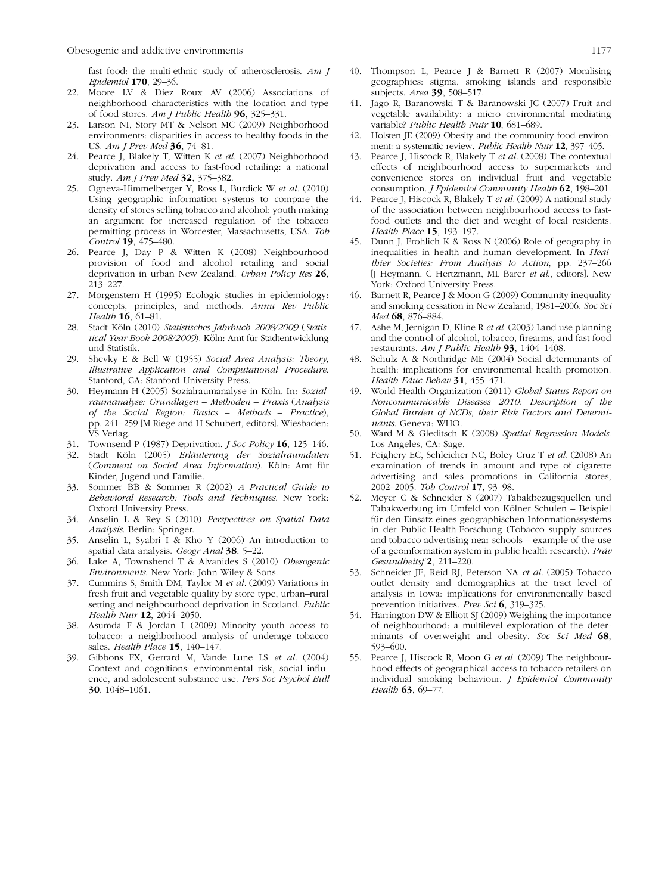fast food: the multi-ethnic study of atherosclerosis. *Am J Epidemiol* **170**, 29–36.

22. Moore LV & Diez Roux AV (2006) Associations of neighborhood characteristics with the location and type of food stores. *Am J Public Health* **96**, 325–331.
23. Larson NI, Story MT & Nelson MC (2009) Neighborhood environments: disparities in access to healthy foods in the US. *Am J Prev Med* **36**, 74–81.
24. Pearce J, Blakely T, Witten K *et al.* (2007) Neighborhood deprivation and access to fast-food retailing: a national study. *Am J Prev Med* **32**, 375–382.
25. Ogneva-Himmelberger Y, Ross L, Burdick W *et al.* (2010) Using geographic information systems to compare the density of stores selling tobacco and alcohol: youth making an argument for increased regulation of the tobacco permitting process in Worcester, Massachusetts, USA. *Tob Control* **19**, 475–480.
26. Pearce J, Day P & Witten K (2008) Neighbourhood provision of food and alcohol retailing and social deprivation in urban New Zealand. *Urban Policy Res* **26**, 213–227.
27. Morgenstern H (1995) Ecologic studies in epidemiology: concepts, principles, and methods. *Annu Rev Public Health* **16**, 61–81.
28. Stadt Köln (2010) *Statistisches Jahrbuch 2008/2009* (*Statistical Year Book 2008/2009*). Köln: Amt für Stadtentwicklung und Statistik.
29. Shevky E & Bell W (1955) *Social Area Analysis: Theory, Illustrative Application and Computational Procedure*. Stanford, CA: Stanford University Press.
30. Heymann H (2005) Sozialraumanalyse in Köln. In: *Sozialraumanalyse: Grundlagen – Methoden – Praxis* (*Analysis of the Social Region: Basics – Methods – Practice*), pp. 241–259 [M Riege and H Schubert, editors]. Wiesbaden: VS Verlag.
31. Townsend P (1987) Deprivation. *J Soc Policy* **16**, 125–146.
32. Stadt Köln (2005) *Erläuterung der Sozialraumdaten* (*Comment on Social Area Information*). Köln: Amt für Kinder, Jugend und Familie.
33. Sommer BB & Sommer R (2002) *A Practical Guide to Behavioral Research: Tools and Techniques*. New York: Oxford University Press.
34. Anselin L & Rey S (2010) *Perspectives on Spatial Data Analysis*. Berlin: Springer.
35. Anselin L, Syabri I & Kho Y (2006) An introduction to spatial data analysis. *Geogr Anal* **38**, 5–22.
36. Lake A, Townshend T & Alvanides S (2010) *Obesogenic Environments*. New York: John Wiley & Sons.
37. Cummins S, Smith DM, Taylor M *et al.* (2009) Variations in fresh fruit and vegetable quality by store type, urban–rural setting and neighbourhood deprivation in Scotland. *Public Health Nutr* **12**, 2044–2050.
38. Asumda F & Jordan L (2009) Minority youth access to tobacco: a neighborhood analysis of underage tobacco sales. *Health Place* **15**, 140–147.
39. Gibbons FX, Gerrard M, Vande Lune LS *et al.* (2004) Context and cognitions: environmental risk, social influence, and adolescent substance use. *Pers Soc Psychol Bull* **30**, 1048–1061.
40. Thompson L, Pearce J & Barnett R (2007) Moralising geographies: stigma, smoking islands and responsible subjects. *Area* **39**, 508–517.
41. Jago R, Baranowski T & Baranowski JC (2007) Fruit and vegetable availability: a micro environmental mediating variable? *Public Health Nutr* **10**, 681–689.
42. Holsten JE (2009) Obesity and the community food environment: a systematic review. *Public Health Nutr* **12**, 397–405.
43. Pearce J, Hiscock R, Blakely T *et al.* (2008) The contextual effects of neighbourhood access to supermarkets and convenience stores on individual fruit and vegetable consumption. *J Epidemiol Community Health* **62**, 198–201.
44. Pearce J, Hiscock R, Blakely T *et al.* (2009) A national study of the association between neighbourhood access to fast-food outlets and the diet and weight of local residents. *Health Place* **15**, 193–197.
45. Dunn J, Frohlich K & Ross N (2006) Role of geography in inequalities in health and human development. In *Healthier Societies: From Analysis to Action*, pp. 237–266 [J Heymann, C Hertzmann, ML Barer *et al.*, editors]. New York: Oxford University Press.
46. Barnett R, Pearce J & Moon G (2009) Community inequality and smoking cessation in New Zealand, 1981–2006. *Soc Sci Med* **68**, 876–884.
47. Ashe M, Jernigan D, Kline R *et al.* (2003) Land use planning and the control of alcohol, tobacco, firearms, and fast food restaurants. *Am J Public Health* **93**, 1404–1408.
48. Schulz A & Northridge ME (2004) Social determinants of health: implications for environmental health promotion. *Health Educ Behav* **31**, 455–471.
49. World Health Organization (2011) *Global Status Report on Noncommunicable Diseases 2010: Description of the Global Burden of NCDs, their Risk Factors and Determinants*. Geneva: WHO.
50. Ward M & Gleditsch K (2008) *Spatial Regression Models*. Los Angeles, CA: Sage.
51. Feighery EC, Schleicher NC, Boley Cruz T *et al.* (2008) An examination of trends in amount and type of cigarette advertising and sales promotions in California stores, 2002–2005. *Tob Control* **17**, 93–98.
52. Meyer C & Schneider S (2007) Tabakbezugsquellen und Tabakwerbung im Umfeld von Kölner Schulen – Beispiel für den Einsatz eines geographischen Informationssystems in der Public-Health-Forschung (Tobacco supply sources and tobacco advertising near schools – example of the use of a geoinformation system in public health research). *Präv Gesundheitsf* **2**, 211–220.
53. Schneider JE, Reid RJ, Peterson NA *et al.* (2005) Tobacco outlet density and demographics at the tract level of analysis in Iowa: implications for environmentally based prevention initiatives. *Prev Sci* **6**, 319–325.
54. Harrington DW & Elliott SJ (2009) Weighing the importance of neighbourhood: a multilevel exploration of the determinants of overweight and obesity. *Soc Sci Med* **68**, 593–600.
55. Pearce J, Hiscock R, Moon G *et al.* (2009) The neighbourhood effects of geographical access to tobacco retailers on individual smoking behaviour. *J Epidemiol Community Health* **63**, 69–77.